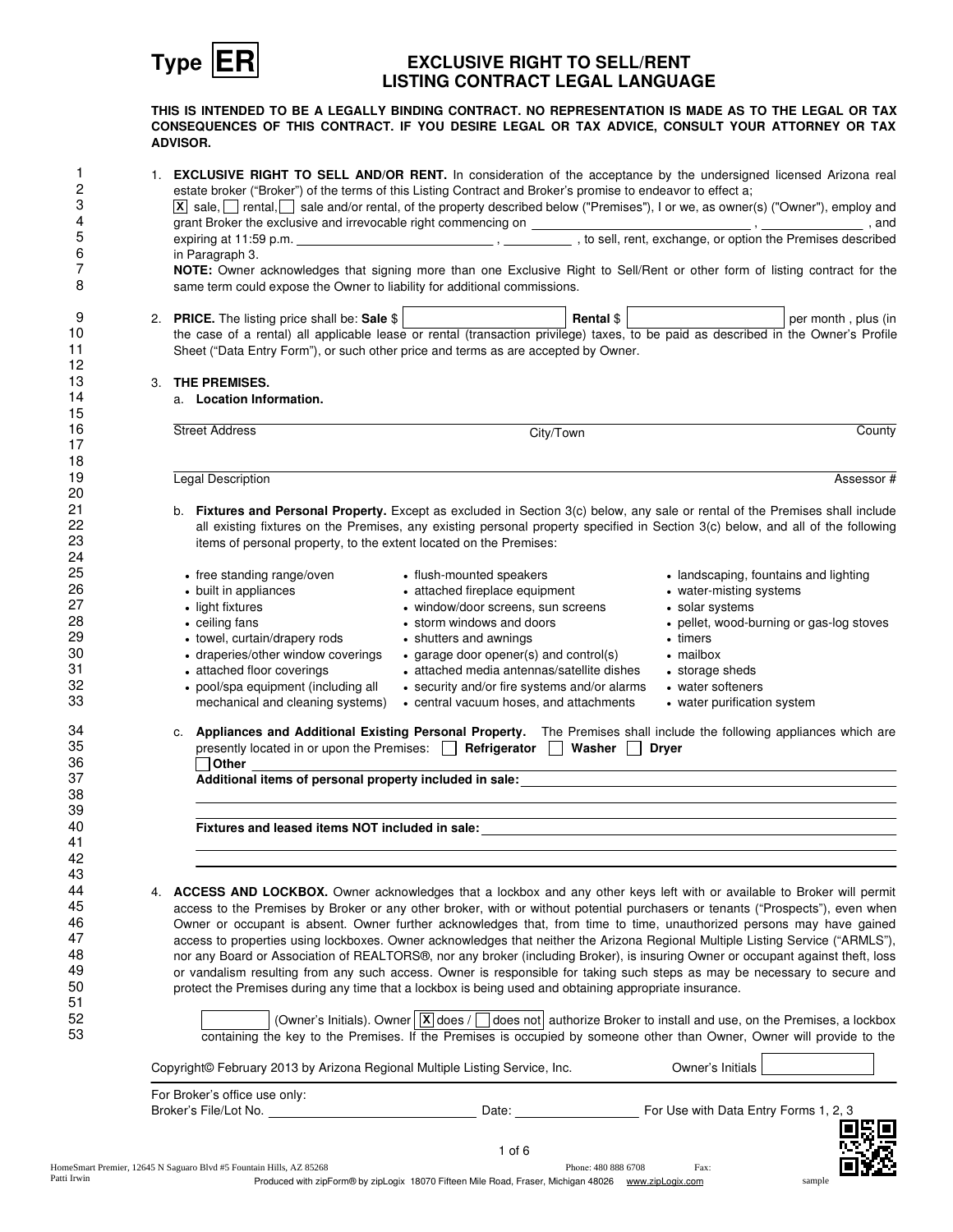# Type ER

## EXCLUSIVE RIGHT TO SELL/RENT LISTING CONTRACT LEGAL LANGUAGE

**THIS IS INTENDED TO BE A LEGALLY BINDING CONTRACT. NO REPRESENTATION IS MADE AS TO THE LEGAL OR TAX CONSEQUENCES OF THIS CONTRACT. IF YOU DESIRE LEGAL OR TAX ADVICE, CONSULT YOUR ATTORNEY OR TAX ADVISOR.**

1. **EXCLUSIVE RIGHT TO SELL AND/OR RENT.** In consideration of the acceptance by the undersigned licensed Arizona real estate broker ("Broker") of the terms of this Listing Contract and Broker's promise to endeavor to effect a;
[X] sale, [ ] rental, [ ] sale and/or rental, of the property described below ("Premises"), I or we, as owner(s) ("Owner"), employ and grant Broker the exclusive and irrevocable right commencing on ______________________ , __________ , and expiring at 11:59 p.m. ______________________ , __________ , to sell, rent, exchange, or option the Premises described in Paragraph 3.
**NOTE:** Owner acknowledges that signing more than one Exclusive Right to Sell/Rent or other form of listing contract for the same term could expose the Owner to liability for additional commissions.

2. **PRICE.** The listing price shall be: **Sale** $ __________ **Rental** $ __________ per month , plus (in the case of a rental) all applicable lease or rental (transaction privilege) taxes, to be paid as described in the Owner's Profile Sheet ("Data Entry Form"), or such other price and terms as are accepted by Owner.

3. **THE PREMISES.**
   a. **Location Information.**

   ______________________________________________
   Street Address City/Town County

   ______________________________________________
   Legal Description Assessor #

   b. **Fixtures and Personal Property.** Except as excluded in Section 3(c) below, any sale or rental of the Premises shall include all existing fixtures on the Premises, any existing personal property specified in Section 3(c) below, and all of the following items of personal property, to the extent located on the Premises:

   - free standing range/oven
   - built in appliances
   - light fixtures
   - ceiling fans
   - towel, curtain/drapery rods
   - draperies/other window coverings
   - attached floor coverings
   - pool/spa equipment (including all mechanical and cleaning systems)
   - flush-mounted speakers
   - attached fireplace equipment
   - window/door screens, sun screens
   - storm windows and doors
   - shutters and awnings
   - garage door opener(s) and control(s)
   - attached media antennas/satellite dishes
   - security and/or fire systems and/or alarms
   - central vacuum hoses, and attachments
   - landscaping, fountains and lighting
   - water-misting systems
   - solar systems
   - pellet, wood-burning or gas-log stoves
   - timers
   - mailbox
   - storage sheds
   - water softeners
   - water purification system

   c. **Appliances and Additional Existing Personal Property.** The Premises shall include the following appliances which are presently located in or upon the Premises: [ ] **Refrigerator** [ ] **Washer** [ ] **Dryer**
   [ ] **Other** ______________________________________________
   **Additional items of personal property included in sale:** ______________________________________________

   **Fixtures and leased items NOT included in sale:** ______________________________________________

4. **ACCESS AND LOCKBOX.** Owner acknowledges that a lockbox and any other keys left with or available to Broker will permit access to the Premises by Broker or any other broker, with or without potential purchasers or tenants ("Prospects"), even when Owner or occupant is absent. Owner further acknowledges that, from time to time, unauthorized persons may have gained access to properties using lockboxes. Owner acknowledges that neither the Arizona Regional Multiple Listing Service ("ARMLS"), nor any Board or Association of REALTORS®, nor any broker (including Broker), is insuring Owner or occupant against theft, loss or vandalism resulting from any such access. Owner is responsible for taking such steps as may be necessary to secure and protect the Premises during any time that a lockbox is being used and obtaining appropriate insurance.

   ________ (Owner's Initials). Owner [X] does / [ ] does not authorize Broker to install and use, on the Premises, a lockbox containing the key to the Premises. If the Premises is occupied by someone other than Owner, Owner will provide to the

Copyright© February 2013 by Arizona Regional Multiple Listing Service, Inc. Owner's Initials ________

For Broker's office use only:
Broker's File/Lot No. ______________ Date: ______________ For Use with Data Entry Forms 1, 2, 3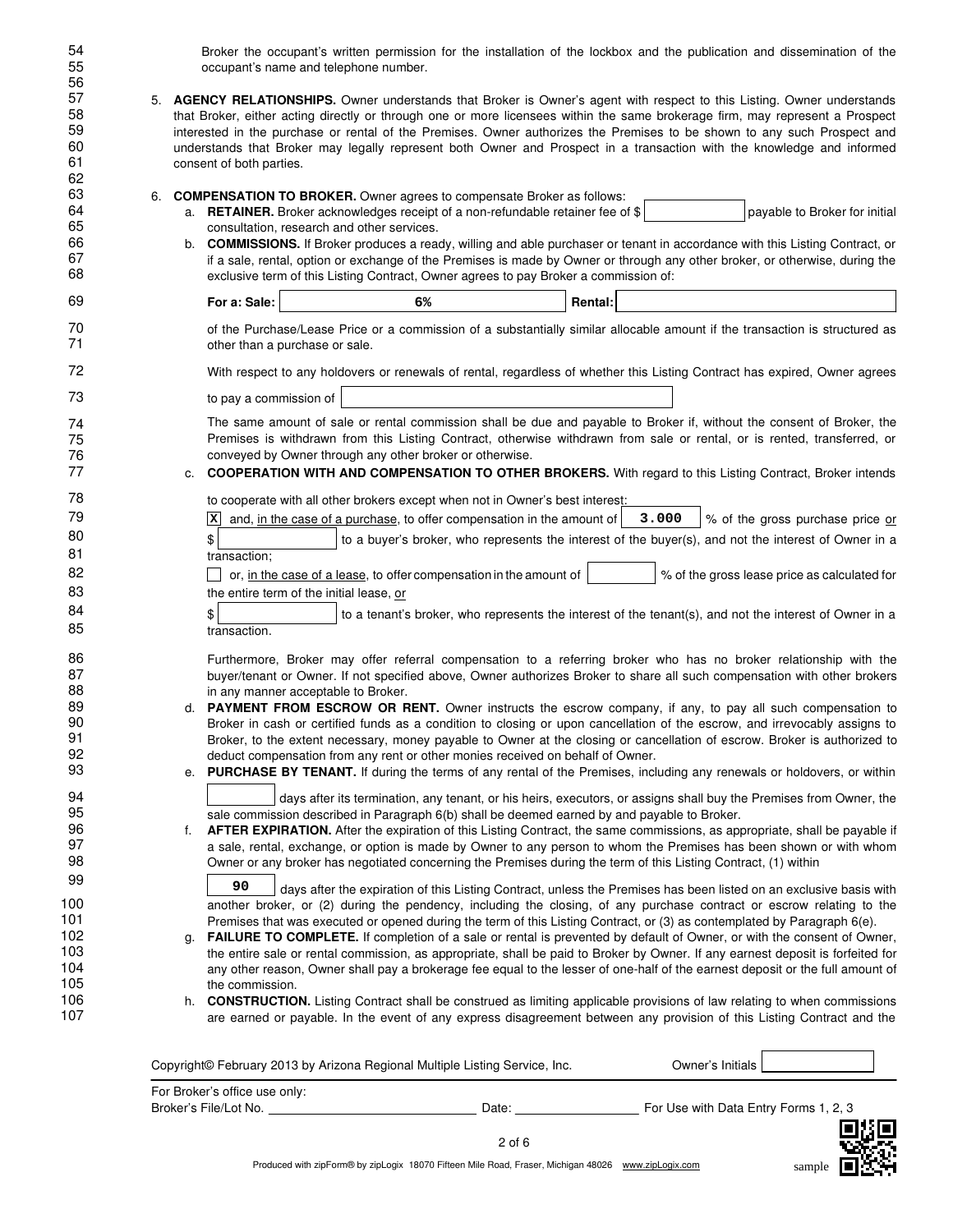Broker the occupant's written permission for the installation of the lockbox and the publication and dissemination of the occupant's name and telephone number.

5. **AGENCY RELATIONSHIPS.** Owner understands that Broker is Owner's agent with respect to this Listing. Owner understands that Broker, either acting directly or through one or more licensees within the same brokerage firm, may represent a Prospect interested in the purchase or rental of the Premises. Owner authorizes the Premises to be shown to any such Prospect and understands that Broker may legally represent both Owner and Prospect in a transaction with the knowledge and informed consent of both parties.

6. **COMPENSATION TO BROKER.** Owner agrees to compensate Broker as follows:
   a. **RETAINER.** Broker acknowledges receipt of a non-refundable retainer fee of $ \_\_\_\_\_\_\_\_\_\_ payable to Broker for initial consultation, research and other services.
   b. **COMMISSIONS.** If Broker produces a ready, willing and able purchaser or tenant in accordance with this Listing Contract, or if a sale, rental, option or exchange of the Premises is made by Owner or through any other broker, or otherwise, during the exclusive term of this Listing Contract, Owner agrees to pay Broker a commission of:

      **For a: Sale:** 6% **Rental:** \_\_\_\_\_\_\_\_\_\_

      of the Purchase/Lease Price or a commission of a substantially similar allocable amount if the transaction is structured as other than a purchase or sale.

      With respect to any holdovers or renewals of rental, regardless of whether this Listing Contract has expired, Owner agrees to pay a commission of \_\_\_\_\_\_\_\_\_\_

      The same amount of sale or rental commission shall be due and payable to Broker if, without the consent of Broker, the Premises is withdrawn from this Listing Contract, otherwise withdrawn from sale or rental, or is rented, transferred, or conveyed by Owner through any other broker or otherwise.
   c. **COOPERATION WITH AND COMPENSATION TO OTHER BROKERS.** With regard to this Listing Contract, Broker intends to cooperate with all other brokers except when not in Owner's best interest:

      [X] and, in the case of a purchase, to offer compensation in the amount of 3.000 % of the gross purchase price or $ \_\_\_\_\_\_\_\_\_\_ to a buyer's broker, who represents the interest of the buyer(s), and not the interest of Owner in a transaction;

      [ ] or, in the case of a lease, to offer compensation in the amount of \_\_\_\_\_\_ % of the gross lease price as calculated for the entire term of the initial lease, or $ \_\_\_\_\_\_\_\_\_\_ to a tenant's broker, who represents the interest of the tenant(s), and not the interest of Owner in a transaction.

      Furthermore, Broker may offer referral compensation to a referring broker who has no broker relationship with the buyer/tenant or Owner. If not specified above, Owner authorizes Broker to share all such compensation with other brokers in any manner acceptable to Broker.
   d. **PAYMENT FROM ESCROW OR RENT.** Owner instructs the escrow company, if any, to pay all such compensation to Broker in cash or certified funds as a condition to closing or upon cancellation of the escrow, and irrevocably assigns to Broker, to the extent necessary, money payable to Owner at the closing or cancellation of escrow. Broker is authorized to deduct compensation from any rent or other monies received on behalf of Owner.
   e. **PURCHASE BY TENANT.** If during the terms of any rental of the Premises, including any renewals or holdovers, or within \_\_\_\_\_\_ days after its termination, any tenant, or his heirs, executors, or assigns shall buy the Premises from Owner, the sale commission described in Paragraph 6(b) shall be deemed earned by and payable to Broker.
   f. **AFTER EXPIRATION.** After the expiration of this Listing Contract, the same commissions, as appropriate, shall be payable if a sale, rental, exchange, or option is made by Owner to any person to whom the Premises has been shown or with whom Owner or any broker has negotiated concerning the Premises during the term of this Listing Contract, (1) within 90 days after the expiration of this Listing Contract, unless the Premises has been listed on an exclusive basis with another broker, or (2) during the pendency, including the closing, of any purchase contract or escrow relating to the Premises that was executed or opened during the term of this Listing Contract, or (3) as contemplated by Paragraph 6(e).
   g. **FAILURE TO COMPLETE.** If completion of a sale or rental is prevented by default of Owner, or with the consent of Owner, the entire sale or rental commission, as appropriate, shall be paid to Broker by Owner. If any earnest deposit is forfeited for any other reason, Owner shall pay a brokerage fee equal to the lesser of one-half of the earnest deposit or the full amount of the commission.
   h. **CONSTRUCTION.** Listing Contract shall be construed as limiting applicable provisions of law relating to when commissions are earned or payable. In the event of any express disagreement between any provision of this Listing Contract and the

Copyright© February 2013 by Arizona Regional Multiple Listing Service, Inc. Owner's Initials \_\_\_\_\_\_\_\_\_\_

For Broker's office use only:
Broker's File/Lot No. \_\_\_\_\_\_\_\_\_\_ Date: \_\_\_\_\_\_\_\_\_\_ For Use with Data Entry Forms 1, 2, 3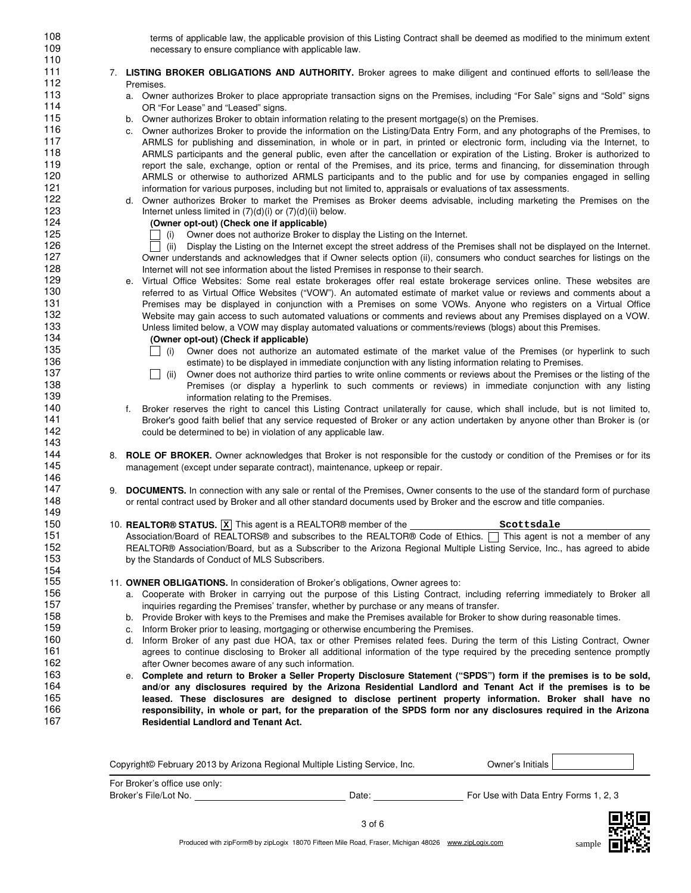terms of applicable law, the applicable provision of this Listing Contract shall be deemed as modified to the minimum extent necessary to ensure compliance with applicable law.

7. **LISTING BROKER OBLIGATIONS AND AUTHORITY.** Broker agrees to make diligent and continued efforts to sell/lease the Premises.
   a. Owner authorizes Broker to place appropriate transaction signs on the Premises, including "For Sale" signs and "Sold" signs OR "For Lease" and "Leased" signs.
   b. Owner authorizes Broker to obtain information relating to the present mortgage(s) on the Premises.
   c. Owner authorizes Broker to provide the information on the Listing/Data Entry Form, and any photographs of the Premises, to ARMLS for publishing and dissemination, in whole or in part, in printed or electronic form, including via the Internet, to ARMLS participants and the general public, even after the cancellation or expiration of the Listing. Broker is authorized to report the sale, exchange, option or rental of the Premises, and its price, terms and financing, for dissemination through ARMLS or otherwise to authorized ARMLS participants and to the public and for use by companies engaged in selling information for various purposes, including but not limited to, appraisals or evaluations of tax assessments.
   d. Owner authorizes Broker to market the Premises as Broker deems advisable, including marketing the Premises on the Internet unless limited in (7)(d)(i) or (7)(d)(ii) below.
      **(Owner opt-out) (Check one if applicable)**
      ☐ (i) Owner does not authorize Broker to display the Listing on the Internet.
      ☐ (ii) Display the Listing on the Internet except the street address of the Premises shall not be displayed on the Internet.
      Owner understands and acknowledges that if Owner selects option (ii), consumers who conduct searches for listings on the Internet will not see information about the listed Premises in response to their search.
   e. Virtual Office Websites: Some real estate brokerages offer real estate brokerage services online. These websites are referred to as Virtual Office Websites ("VOW"). An automated estimate of market value or reviews and comments about a Premises may be displayed in conjunction with a Premises on some VOWs. Anyone who registers on a Virtual Office Website may gain access to such automated valuations or comments and reviews about any Premises displayed on a VOW. Unless limited below, a VOW may display automated valuations or comments/reviews (blogs) about this Premises.
      **(Owner opt-out) (Check if applicable)**
      ☐ (i) Owner does not authorize an automated estimate of the market value of the Premises (or hyperlink to such estimate) to be displayed in immediate conjunction with any listing information relating to Premises.
      ☐ (ii) Owner does not authorize third parties to write online comments or reviews about the Premises or the listing of the Premises (or display a hyperlink to such comments or reviews) in immediate conjunction with any listing information relating to the Premises.
   f. Broker reserves the right to cancel this Listing Contract unilaterally for cause, which shall include, but is not limited to, Broker's good faith belief that any service requested of Broker or any action undertaken by anyone other than Broker is (or could be determined to be) in violation of any applicable law.

8. **ROLE OF BROKER.** Owner acknowledges that Broker is not responsible for the custody or condition of the Premises or for its management (except under separate contract), maintenance, upkeep or repair.

9. **DOCUMENTS.** In connection with any sale or rental of the Premises, Owner consents to the use of the standard form of purchase or rental contract used by Broker and all other standard documents used by Broker and the escrow and title companies.

10. **REALTOR® STATUS.** ☒ This agent is a REALTOR® member of the Scottsdale Association/Board of REALTORS® and subscribes to the REALTOR® Code of Ethics. ☐ This agent is not a member of any REALTOR® Association/Board, but as a Subscriber to the Arizona Regional Multiple Listing Service, Inc., has agreed to abide by the Standards of Conduct of MLS Subscribers.

11. **OWNER OBLIGATIONS.** In consideration of Broker's obligations, Owner agrees to:
   a. Cooperate with Broker in carrying out the purpose of this Listing Contract, including referring immediately to Broker all inquiries regarding the Premises' transfer, whether by purchase or any means of transfer.
   b. Provide Broker with keys to the Premises and make the Premises available for Broker to show during reasonable times.
   c. Inform Broker prior to leasing, mortgaging or otherwise encumbering the Premises.
   d. Inform Broker of any past due HOA, tax or other Premises related fees. During the term of this Listing Contract, Owner agrees to continue disclosing to Broker all additional information of the type required by the preceding sentence promptly after Owner becomes aware of any such information.
   e. **Complete and return to Broker a Seller Property Disclosure Statement ("SPDS") form if the premises is to be sold, and/or any disclosures required by the Arizona Residential Landlord and Tenant Act if the premises is to be leased. These disclosures are designed to disclose pertinent property information. Broker shall have no responsibility, in whole or part, for the preparation of the SPDS form nor any disclosures required in the Arizona Residential Landlord and Tenant Act.**

Owner's Initials ________

For Broker's office use only:
Broker's File/Lot No. ____________ Date: ____________ For Use with Data Entry Forms 1, 2, 3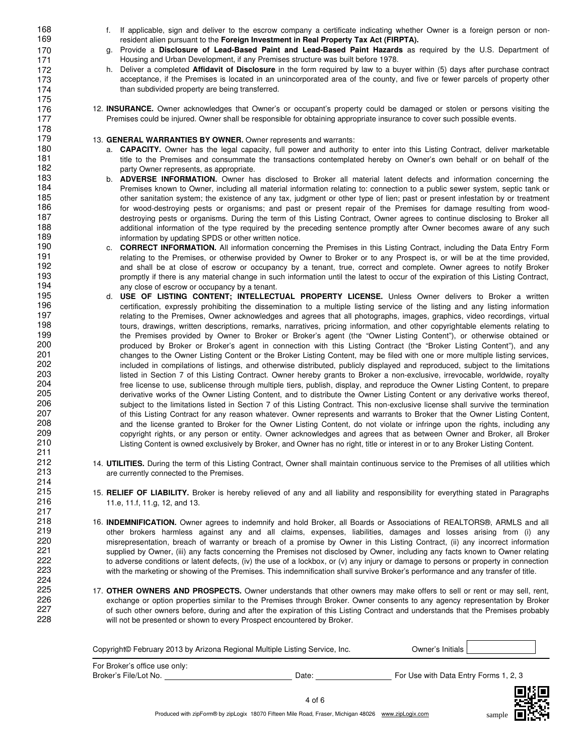f. If applicable, sign and deliver to the escrow company a certificate indicating whether Owner is a foreign person or non-resident alien pursuant to the **Foreign Investment in Real Property Tax Act (FIRPTA).**

g. Provide a **Disclosure of Lead-Based Paint and Lead-Based Paint Hazards** as required by the U.S. Department of Housing and Urban Development, if any Premises structure was built before 1978.

h. Deliver a completed **Affidavit of Disclosure** in the form required by law to a buyer within (5) days after purchase contract acceptance, if the Premises is located in an unincorporated area of the county, and five or fewer parcels of property other than subdivided property are being transferred.

12. **INSURANCE.** Owner acknowledges that Owner's or occupant's property could be damaged or stolen or persons visiting the Premises could be injured. Owner shall be responsible for obtaining appropriate insurance to cover such possible events.

13. **GENERAL WARRANTIES BY OWNER.** Owner represents and warrants:

a. **CAPACITY.** Owner has the legal capacity, full power and authority to enter into this Listing Contract, deliver marketable title to the Premises and consummate the transactions contemplated hereby on Owner's own behalf or on behalf of the party Owner represents, as appropriate.

b. **ADVERSE INFORMATION.** Owner has disclosed to Broker all material latent defects and information concerning the Premises known to Owner, including all material information relating to: connection to a public sewer system, septic tank or other sanitation system; the existence of any tax, judgment or other type of lien; past or present infestation by or treatment for wood-destroying pests or organisms; and past or present repair of the Premises for damage resulting from wood-destroying pests or organisms. During the term of this Listing Contract, Owner agrees to continue disclosing to Broker all additional information of the type required by the preceding sentence promptly after Owner becomes aware of any such information by updating SPDS or other written notice.

c. **CORRECT INFORMATION.** All information concerning the Premises in this Listing Contract, including the Data Entry Form relating to the Premises, or otherwise provided by Owner to Broker or to any Prospect is, or will be at the time provided, and shall be at close of escrow or occupancy by a tenant, true, correct and complete. Owner agrees to notify Broker promptly if there is any material change in such information until the latest to occur of the expiration of this Listing Contract, any close of escrow or occupancy by a tenant.

d. **USE OF LISTING CONTENT; INTELLECTUAL PROPERTY LICENSE.** Unless Owner delivers to Broker a written certification, expressly prohibiting the dissemination to a multiple listing service of the listing and any listing information relating to the Premises, Owner acknowledges and agrees that all photographs, images, graphics, video recordings, virtual tours, drawings, written descriptions, remarks, narratives, pricing information, and other copyrightable elements relating to the Premises provided by Owner to Broker or Broker's agent (the "Owner Listing Content"), or otherwise obtained or produced by Broker or Broker's agent in connection with this Listing Contract (the "Broker Listing Content"), and any changes to the Owner Listing Content or the Broker Listing Content, may be filed with one or more multiple listing services, included in compilations of listings, and otherwise distributed, publicly displayed and reproduced, subject to the limitations listed in Section 7 of this Listing Contract. Owner hereby grants to Broker a non-exclusive, irrevocable, worldwide, royalty free license to use, sublicense through multiple tiers, publish, display, and reproduce the Owner Listing Content, to prepare derivative works of the Owner Listing Content, and to distribute the Owner Listing Content or any derivative works thereof, subject to the limitations listed in Section 7 of this Listing Contract. This non-exclusive license shall survive the termination of this Listing Contract for any reason whatever. Owner represents and warrants to Broker that the Owner Listing Content, and the license granted to Broker for the Owner Listing Content, do not violate or infringe upon the rights, including any copyright rights, or any person or entity. Owner acknowledges and agrees that as between Owner and Broker, all Broker Listing Content is owned exclusively by Broker, and Owner has no right, title or interest in or to any Broker Listing Content.

14. **UTILITIES.** During the term of this Listing Contract, Owner shall maintain continuous service to the Premises of all utilities which are currently connected to the Premises.

15. **RELIEF OF LIABILITY.** Broker is hereby relieved of any and all liability and responsibility for everything stated in Paragraphs 11.e, 11.f, 11.g, 12, and 13.

16. **INDEMNIFICATION.** Owner agrees to indemnify and hold Broker, all Boards or Associations of REALTORS®, ARMLS and all other brokers harmless against any and all claims, expenses, liabilities, damages and losses arising from (i) any misrepresentation, breach of warranty or breach of a promise by Owner in this Listing Contract, (ii) any incorrect information supplied by Owner, (iii) any facts concerning the Premises not disclosed by Owner, including any facts known to Owner relating to adverse conditions or latent defects, (iv) the use of a lockbox, or (v) any injury or damage to persons or property in connection with the marketing or showing of the Premises. This indemnification shall survive Broker's performance and any transfer of title.

17. **OTHER OWNERS AND PROSPECTS.** Owner understands that other owners may make offers to sell or rent or may sell, rent, exchange or option properties similar to the Premises through Broker. Owner consents to any agency representation by Broker of such other owners before, during and after the expiration of this Listing Contract and understands that the Premises probably will not be presented or shown to every Prospect encountered by Broker.

Copyright© February 2013 by Arizona Regional Multiple Listing Service, Inc. Owner's Initials ______

For Broker's office use only:
Broker's File/Lot No. ______ Date: ______ For Use with Data Entry Forms 1, 2, 3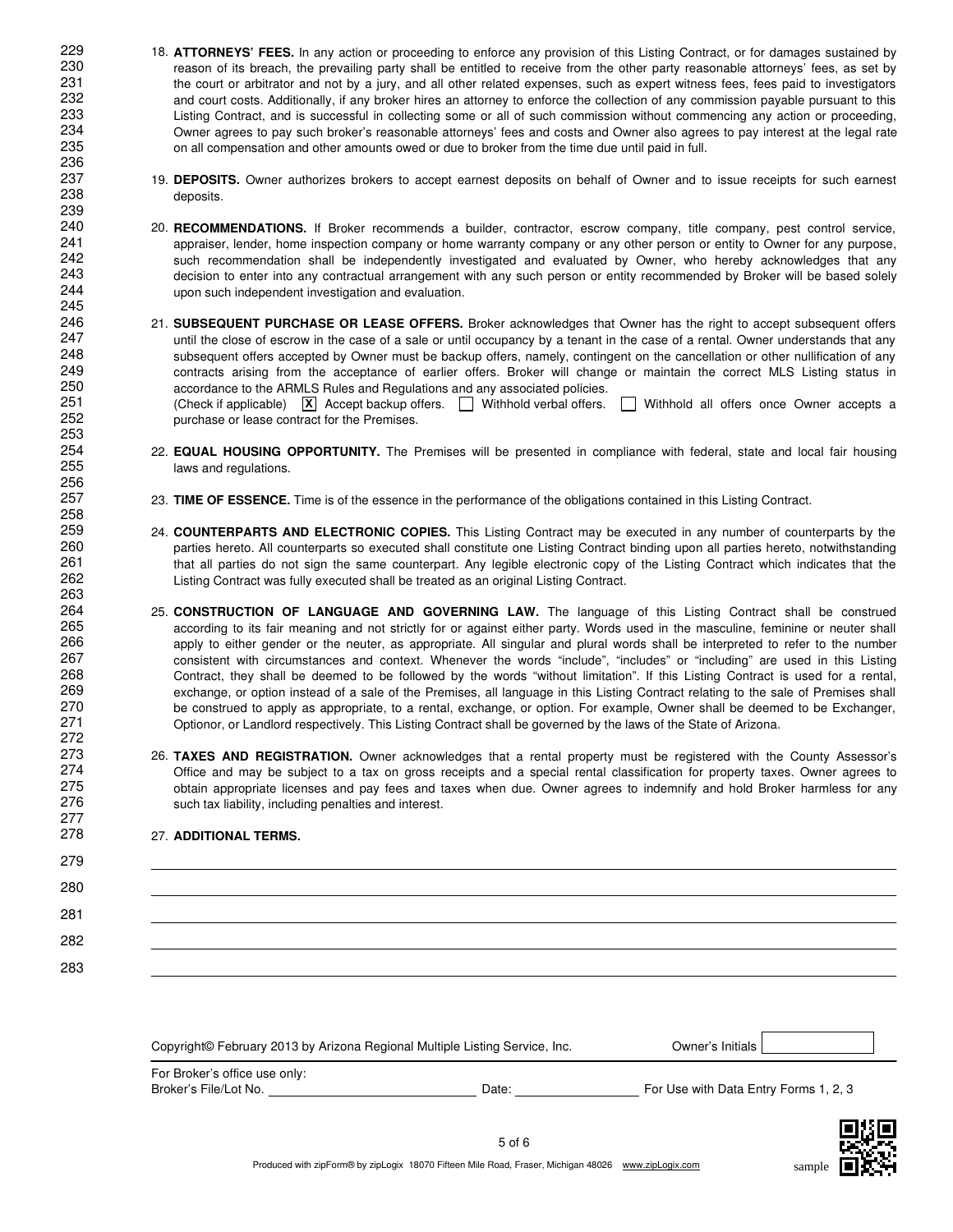18. **ATTORNEYS' FEES.** In any action or proceeding to enforce any provision of this Listing Contract, or for damages sustained by reason of its breach, the prevailing party shall be entitled to receive from the other party reasonable attorneys' fees, as set by the court or arbitrator and not by a jury, and all other related expenses, such as expert witness fees, fees paid to investigators and court costs. Additionally, if any broker hires an attorney to enforce the collection of any commission payable pursuant to this Listing Contract, and is successful in collecting some or all of such commission without commencing any action or proceeding, Owner agrees to pay such broker's reasonable attorneys' fees and costs and Owner also agrees to pay interest at the legal rate on all compensation and other amounts owed or due to broker from the time due until paid in full.

19. **DEPOSITS.** Owner authorizes brokers to accept earnest deposits on behalf of Owner and to issue receipts for such earnest deposits.

20. **RECOMMENDATIONS.** If Broker recommends a builder, contractor, escrow company, title company, pest control service, appraiser, lender, home inspection company or home warranty company or any other person or entity to Owner for any purpose, such recommendation shall be independently investigated and evaluated by Owner, who hereby acknowledges that any decision to enter into any contractual arrangement with any such person or entity recommended by Broker will be based solely upon such independent investigation and evaluation.

21. **SUBSEQUENT PURCHASE OR LEASE OFFERS.** Broker acknowledges that Owner has the right to accept subsequent offers until the close of escrow in the case of a sale or until occupancy by a tenant in the case of a rental. Owner understands that any subsequent offers accepted by Owner must be backup offers, namely, contingent on the cancellation or other nullification of any contracts arising from the acceptance of earlier offers. Broker will change or maintain the correct MLS Listing status in accordance to the ARMLS Rules and Regulations and any associated policies.
(Check if applicable) [X] Accept backup offers. [ ] Withhold verbal offers. [ ] Withhold all offers once Owner accepts a purchase or lease contract for the Premises.

22. **EQUAL HOUSING OPPORTUNITY.** The Premises will be presented in compliance with federal, state and local fair housing laws and regulations.

23. **TIME OF ESSENCE.** Time is of the essence in the performance of the obligations contained in this Listing Contract.

24. **COUNTERPARTS AND ELECTRONIC COPIES.** This Listing Contract may be executed in any number of counterparts by the parties hereto. All counterparts so executed shall constitute one Listing Contract binding upon all parties hereto, notwithstanding that all parties do not sign the same counterpart. Any legible electronic copy of the Listing Contract which indicates that the Listing Contract was fully executed shall be treated as an original Listing Contract.

25. **CONSTRUCTION OF LANGUAGE AND GOVERNING LAW.** The language of this Listing Contract shall be construed according to its fair meaning and not strictly for or against either party. Words used in the masculine, feminine or neuter shall apply to either gender or the neuter, as appropriate. All singular and plural words shall be interpreted to refer to the number consistent with circumstances and context. Whenever the words "include", "includes" or "including" are used in this Listing Contract, they shall be deemed to be followed by the words "without limitation". If this Listing Contract is used for a rental, exchange, or option instead of a sale of the Premises, all language in this Listing Contract relating to the sale of Premises shall be construed to apply as appropriate, to a rental, exchange, or option. For example, Owner shall be deemed to be Exchanger, Optionor, or Landlord respectively. This Listing Contract shall be governed by the laws of the State of Arizona.

26. **TAXES AND REGISTRATION.** Owner acknowledges that a rental property must be registered with the County Assessor's Office and may be subject to a tax on gross receipts and a special rental classification for property taxes. Owner agrees to obtain appropriate licenses and pay fees and taxes when due. Owner agrees to indemnify and hold Broker harmless for any such tax liability, including penalties and interest.

27. **ADDITIONAL TERMS.**

___________________________________________

___________________________________________

___________________________________________

___________________________________________

___________________________________________

Copyright© February 2013 by Arizona Regional Multiple Listing Service, Inc. Owner's Initials ________

For Broker's office use only:
Broker's File/Lot No. ______________ Date: ______________ For Use with Data Entry Forms 1, 2, 3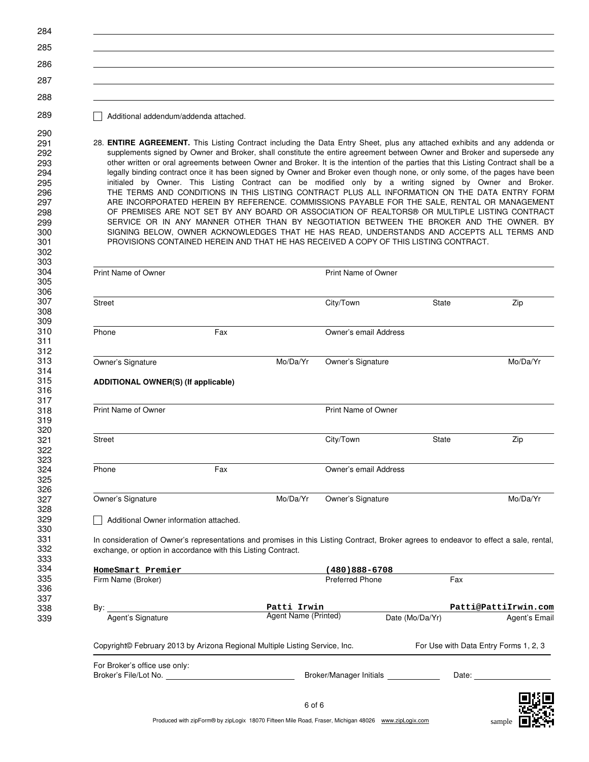☐ Additional addendum/addenda attached.

28. **ENTIRE AGREEMENT.** This Listing Contract including the Data Entry Sheet, plus any attached exhibits and any addenda or supplements signed by Owner and Broker, shall constitute the entire agreement between Owner and Broker and supersede any other written or oral agreements between Owner and Broker. It is the intention of the parties that this Listing Contract shall be a legally binding contract once it has been signed by Owner and Broker even though none, or only some, of the pages have been initialed by Owner. This Listing Contract can be modified only by a writing signed by Owner and Broker. THE TERMS AND CONDITIONS IN THIS LISTING CONTRACT PLUS ALL INFORMATION ON THE DATA ENTRY FORM ARE INCORPORATED HEREIN BY REFERENCE. COMMISSIONS PAYABLE FOR THE SALE, RENTAL OR MANAGEMENT OF PREMISES ARE NOT SET BY ANY BOARD OR ASSOCIATION OF REALTORS® OR MULTIPLE LISTING CONTRACT SERVICE OR IN ANY MANNER OTHER THAN BY NEGOTIATION BETWEEN THE BROKER AND THE OWNER. BY SIGNING BELOW, OWNER ACKNOWLEDGES THAT HE HAS READ, UNDERSTANDS AND ACCEPTS ALL TERMS AND PROVISIONS CONTAINED HEREIN AND THAT HE HAS RECEIVED A COPY OF THIS LISTING CONTRACT.

Print Name of Owner ____________________ Print Name of Owner ____________________

Street ____________________ City/Town ____________ State ______ Zip ______

Phone ____________ Fax ____________ Owner's email Address ____________________

Owner's Signature ____________ Mo/Da/Yr ______ Owner's Signature ____________ Mo/Da/Yr ______

**ADDITIONAL OWNER(S) (If applicable)**

Print Name of Owner ____________________ Print Name of Owner ____________________

Street ____________________ City/Town ____________ State ______ Zip ______

Phone ____________ Fax ____________ Owner's email Address ____________________

Owner's Signature ____________ Mo/Da/Yr ______ Owner's Signature ____________ Mo/Da/Yr ______

☐ Additional Owner information attached.

In consideration of Owner's representations and promises in this Listing Contract, Broker agrees to endeavor to effect a sale, rental, exchange, or option in accordance with this Listing Contract.

| HomeSmart Premier | (480)888-6708 | |
|---|---|---|
| Firm Name (Broker) | Preferred Phone | Fax |

| By: | Patti Irwin | | Patti@PattiIrwin.com |
|---|---|---|---|
| Agent's Signature | Agent Name (Printed) | Date (Mo/Da/Yr) | Agent's Email |

Copyright© February 2013 by Arizona Regional Multiple Listing Service, Inc. For Use with Data Entry Forms 1, 2, 3

For Broker's office use only:
Broker's File/Lot No. ____________ Broker/Manager Initials ______ Date: ____________

Produced with zipForm® by zipLogix 18070 Fifteen Mile Road, Fraser, Michigan 48026 www.zipLogix.com sample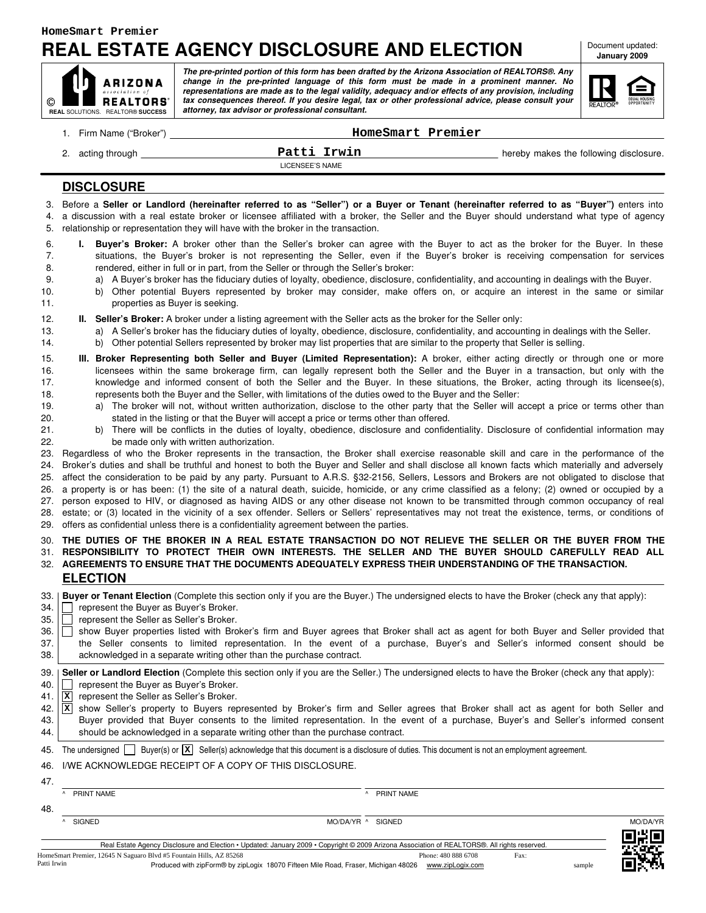HomeSmart Premier

# REAL ESTATE AGENCY DISCLOSURE AND ELECTION

Document updated: **January 2009**

*The pre-printed portion of this form has been drafted by the Arizona Association of REALTORS®. Any change in the pre-printed language of this form must be made in a prominent manner. No representations are made as to the legal validity, adequacy and/or effects of any provision, including tax consequences thereof. If you desire legal, tax or other professional advice, please consult your attorney, tax advisor or professional consultant.*

1. Firm Name ("Broker") **HomeSmart Premier**
2. acting through **Patti Irwin** (LICENSEE'S NAME) hereby makes the following disclosure.

## DISCLOSURE

3. Before a **Seller or Landlord (hereinafter referred to as "Seller") or a Buyer or Tenant (hereinafter referred to as "Buyer")** enters into
4. a discussion with a real estate broker or licensee affiliated with a broker, the Seller and the Buyer should understand what type of agency
5. relationship or representation they will have with the broker in the transaction.

6. **I. Buyer's Broker:** A broker other than the Seller's broker can agree with the Buyer to act as the broker for the Buyer. In these
7. situations, the Buyer's broker is not representing the Seller, even if the Buyer's broker is receiving compensation for services
8. rendered, either in full or in part, from the Seller or through the Seller's broker:
9. a) A Buyer's broker has the fiduciary duties of loyalty, obedience, disclosure, confidentiality, and accounting in dealings with the Buyer.
10. b) Other potential Buyers represented by broker may consider, make offers on, or acquire an interest in the same or similar
11. properties as Buyer is seeking.

12. **II. Seller's Broker:** A broker under a listing agreement with the Seller acts as the broker for the Seller only:
13. a) A Seller's broker has the fiduciary duties of loyalty, obedience, disclosure, confidentiality, and accounting in dealings with the Seller.
14. b) Other potential Sellers represented by broker may list properties that are similar to the property that Seller is selling.

15. **III. Broker Representing both Seller and Buyer (Limited Representation):** A broker, either acting directly or through one or more
16. licensees within the same brokerage firm, can legally represent both the Seller and the Buyer in a transaction, but only with the
17. knowledge and informed consent of both the Seller and the Buyer. In these situations, the Broker, acting through its licensee(s),
18. represents both the Buyer and the Seller, with limitations of the duties owed to the Buyer and the Seller:
19. a) The broker will not, without written authorization, disclose to the other party that the Seller will accept a price or terms other than
20. stated in the listing or that the Buyer will accept a price or terms other than offered.
21. b) There will be conflicts in the duties of loyalty, obedience, disclosure and confidentiality. Disclosure of confidential information may
22. be made only with written authorization.

23. Regardless of who the Broker represents in the transaction, the Broker shall exercise reasonable skill and care in the performance of the
24. Broker's duties and shall be truthful and honest to both the Buyer and Seller and shall disclose all known facts which materially and adversely
25. affect the consideration to be paid by any party. Pursuant to A.R.S. §32-2156, Sellers, Lessors and Brokers are not obligated to disclose that
26. a property is or has been: (1) the site of a natural death, suicide, homicide, or any crime classified as a felony; (2) owned or occupied by a
27. person exposed to HIV, or diagnosed as having AIDS or any other disease not known to be transmitted through common occupancy of real
28. estate; or (3) located in the vicinity of a sex offender. Sellers or Sellers' representatives may not treat the existence, terms, or conditions of
29. offers as confidential unless there is a confidentiality agreement between the parties.

30. **THE DUTIES OF THE BROKER IN A REAL ESTATE TRANSACTION DO NOT RELIEVE THE SELLER OR THE BUYER FROM THE**
31. **RESPONSIBILITY TO PROTECT THEIR OWN INTERESTS. THE SELLER AND THE BUYER SHOULD CAREFULLY READ ALL**
32. **AGREEMENTS TO ENSURE THAT THE DOCUMENTS ADEQUATELY EXPRESS THEIR UNDERSTANDING OF THE TRANSACTION.**

## ELECTION

33. **Buyer or Tenant Election** (Complete this section only if you are the Buyer.) The undersigned elects to have the Broker (check any that apply):
34. ☐ represent the Buyer as Buyer's Broker.
35. ☐ represent the Seller as Seller's Broker.
36. ☐ show Buyer properties listed with Broker's firm and Buyer agrees that Broker shall act as agent for both Buyer and Seller provided that
37. the Seller consents to limited representation. In the event of a purchase, Buyer's and Seller's informed consent should be
38. acknowledged in a separate writing other than the purchase contract.

39. **Seller or Landlord Election** (Complete this section only if you are the Seller.) The undersigned elects to have the Broker (check any that apply):
40. ☐ represent the Buyer as Buyer's Broker.
41. ☒ represent the Seller as Seller's Broker.
42. ☒ show Seller's property to Buyers represented by Broker's firm and Seller agrees that Broker shall act as agent for both Seller and
43. Buyer provided that Buyer consents to the limited representation. In the event of a purchase, Buyer's and Seller's informed consent
44. should be acknowledged in a separate writing other than the purchase contract.

45. The undersigned ☐ Buyer(s) or ☒ Seller(s) acknowledge that this document is a disclosure of duties. This document is not an employment agreement.

46. I/WE ACKNOWLEDGE RECEIPT OF A COPY OF THIS DISCLOSURE.

47. ^ PRINT NAME ____________________ ^ PRINT NAME ____________________

48. ^ SIGNED ____________________ MO/DA/YR ^ SIGNED ____________________ MO/DA/YR

Real Estate Agency Disclosure and Election • Updated: January 2009 • Copyright © 2009 Arizona Association of REALTORS®. All rights reserved.

HomeSmart Premier, 12645 N Saguaro Blvd #5 Fountain Hills, AZ 85268 Phone: 480 888 6708 Fax:
Patti Irwin Produced with zipForm® by zipLogix 18070 Fifteen Mile Road, Fraser, Michigan 48026 www.zipLogix.com sample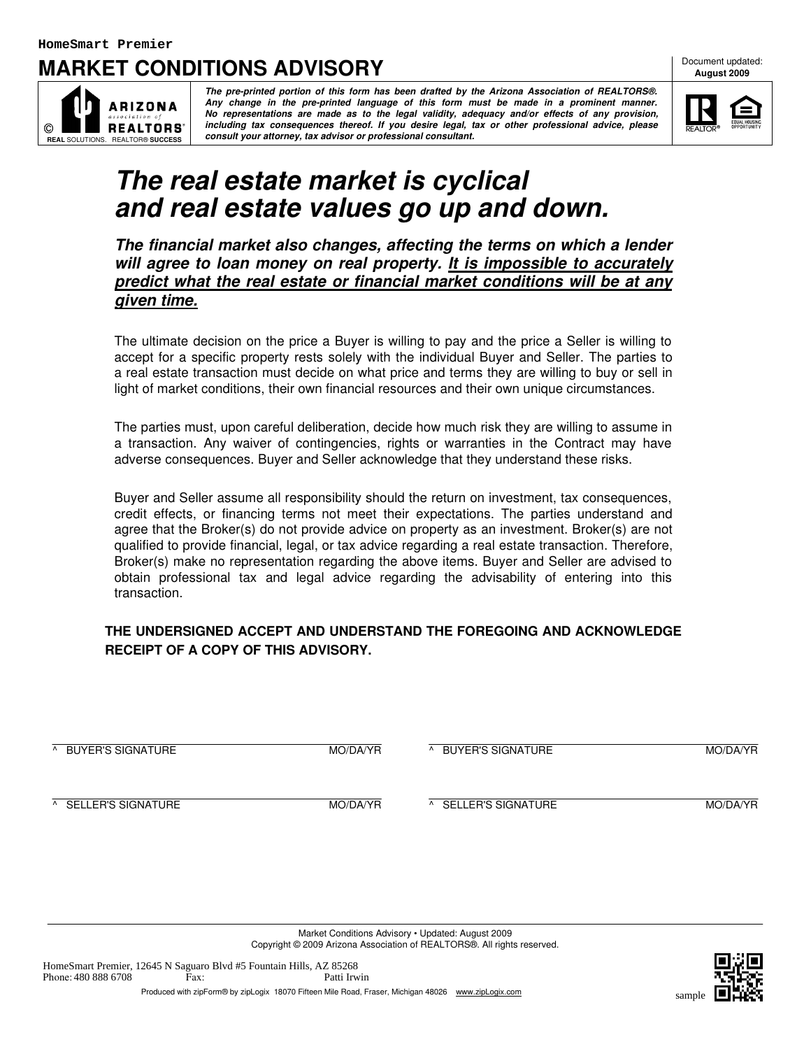HomeSmart Premier

# MARKET CONDITIONS ADVISORY

Document updated:
**August 2009**

© ARIZONA association of REALTORS®
REAL SOLUTIONS. REALTOR® SUCCESS

***The pre-printed portion of this form has been drafted by the Arizona Association of REALTORS®. Any change in the pre-printed language of this form must be made in a prominent manner. No representations are made as to the legal validity, adequacy and/or effects of any provision, including tax consequences thereof. If you desire legal, tax or other professional advice, please consult your attorney, tax advisor or professional consultant.***

## *The real estate market is cyclical and real estate values go up and down.*

***The financial market also changes, affecting the terms on which a lender will agree to loan money on real property. <u>It is impossible to accurately predict what the real estate or financial market conditions will be at any given time.</u>***

The ultimate decision on the price a Buyer is willing to pay and the price a Seller is willing to accept for a specific property rests solely with the individual Buyer and Seller. The parties to a real estate transaction must decide on what price and terms they are willing to buy or sell in light of market conditions, their own financial resources and their own unique circumstances.

The parties must, upon careful deliberation, decide how much risk they are willing to assume in a transaction. Any waiver of contingencies, rights or warranties in the Contract may have adverse consequences. Buyer and Seller acknowledge that they understand these risks.

Buyer and Seller assume all responsibility should the return on investment, tax consequences, credit effects, or financing terms not meet their expectations. The parties understand and agree that the Broker(s) do not provide advice on property as an investment. Broker(s) are not qualified to provide financial, legal, or tax advice regarding a real estate transaction. Therefore, Broker(s) make no representation regarding the above items. Buyer and Seller are advised to obtain professional tax and legal advice regarding the advisability of entering into this transaction.

**THE UNDERSIGNED ACCEPT AND UNDERSTAND THE FOREGOING AND ACKNOWLEDGE RECEIPT OF A COPY OF THIS ADVISORY.**

^ BUYER'S SIGNATURE MO/DA/YR ^ BUYER'S SIGNATURE MO/DA/YR

^ SELLER'S SIGNATURE MO/DA/YR ^ SELLER'S SIGNATURE MO/DA/YR

Market Conditions Advisory • Updated: August 2009
Copyright © 2009 Arizona Association of REALTORS®. All rights reserved.

HomeSmart Premier, 12645 N Saguaro Blvd #5 Fountain Hills, AZ 85268
Phone: 480 888 6708 Fax: Patti Irwin
Produced with zipForm® by zipLogix 18070 Fifteen Mile Road, Fraser, Michigan 48026 www.zipLogix.com sample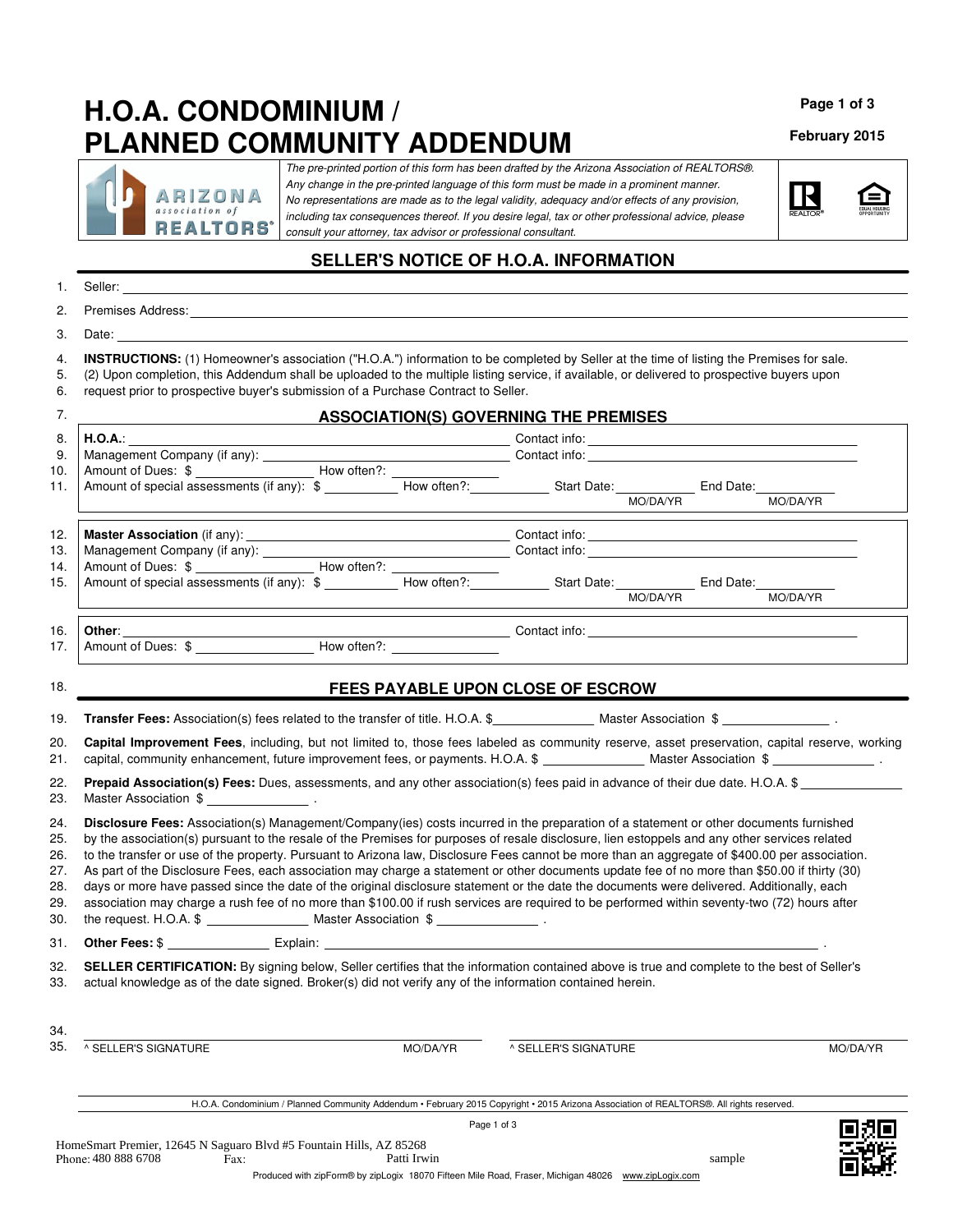# H.O.A. CONDOMINIUM / PLANNED COMMUNITY ADDENDUM

February 2015

ARIZONA association of REALTORS®

*The pre-printed portion of this form has been drafted by the Arizona Association of REALTORS®. Any change in the pre-printed language of this form must be made in a prominent manner. No representations are made as to the legal validity, adequacy and/or effects of any provision, including tax consequences thereof. If you desire legal, tax or other professional advice, please consult your attorney, tax advisor or professional consultant.*

## SELLER'S NOTICE OF H.O.A. INFORMATION

1. Seller: ____________________
2. Premises Address: ____________________
3. Date: ____________________
4. **INSTRUCTIONS:** (1) Homeowner's association ("H.O.A.") information to be completed by Seller at the time of listing the Premises for sale.
5. (2) Upon completion, this Addendum shall be uploaded to the multiple listing service, if available, or delivered to prospective buyers upon
6. request prior to prospective buyer's submission of a Purchase Contract to Seller.

### 7. ASSOCIATION(S) GOVERNING THE PREMISES

8. **H.O.A.**: ____________________ Contact info: ____________________
9. Management Company (if any): ____________________ Contact info: ____________________
10. Amount of Dues: $ __________ How often?: __________
11. Amount of special assessments (if any): $ __________ How often?: __________ Start Date: __________ (MO/DA/YR) End Date: __________ (MO/DA/YR)

12. **Master Association** (if any): ____________________ Contact info: ____________________
13. Management Company (if any): ____________________ Contact info: ____________________
14. Amount of Dues: $ __________ How often?: __________
15. Amount of special assessments (if any): $ __________ How often?: __________ Start Date: __________ (MO/DA/YR) End Date: __________ (MO/DA/YR)

16. **Other**: ____________________ Contact info: ____________________
17. Amount of Dues: $ __________ How often?: __________

### 18. FEES PAYABLE UPON CLOSE OF ESCROW

19. **Transfer Fees:** Association(s) fees related to the transfer of title. H.O.A. $__________ Master Association $ __________ .
20. **Capital Improvement Fees**, including, but not limited to, those fees labeled as community reserve, asset preservation, capital reserve, working
21. capital, community enhancement, future improvement fees, or payments. H.O.A. $ __________ Master Association $ __________ .
22. **Prepaid Association(s) Fees:** Dues, assessments, and any other association(s) fees paid in advance of their due date. H.O.A. $ __________
23. Master Association $ __________ .
24. **Disclosure Fees:** Association(s) Management/Company(ies) costs incurred in the preparation of a statement or other documents furnished
25. by the association(s) pursuant to the resale of the Premises for purposes of resale disclosure, lien estoppels and any other services related
26. to the transfer or use of the property. Pursuant to Arizona law, Disclosure Fees cannot be more than an aggregate of $400.00 per association.
27. As part of the Disclosure Fees, each association may charge a statement or other documents update fee of no more than $50.00 if thirty (30)
28. days or more have passed since the date of the original disclosure statement or the date the documents were delivered. Additionally, each
29. association may charge a rush fee of no more than $100.00 if rush services are required to be performed within seventy-two (72) hours after
30. the request. H.O.A. $ __________ Master Association $ __________ .
31. **Other Fees:** $ __________ Explain: ____________________ .
32. **SELLER CERTIFICATION:** By signing below, Seller certifies that the information contained above is true and complete to the best of Seller's
33. actual knowledge as of the date signed. Broker(s) did not verify any of the information contained herein.

34. ____________________ ____________________
35. ^ SELLER'S SIGNATURE MO/DA/YR ^ SELLER'S SIGNATURE MO/DA/YR

H.O.A. Condominium / Planned Community Addendum • February 2015 Copyright • 2015 Arizona Association of REALTORS®. All rights reserved.

HomeSmart Premier, 12645 N Saguaro Blvd #5 Fountain Hills, AZ 85268
Phone: 480 888 6708 Fax: Patti Irwin sample

Produced with zipForm® by zipLogix 18070 Fifteen Mile Road, Fraser, Michigan 48026 www.zipLogix.com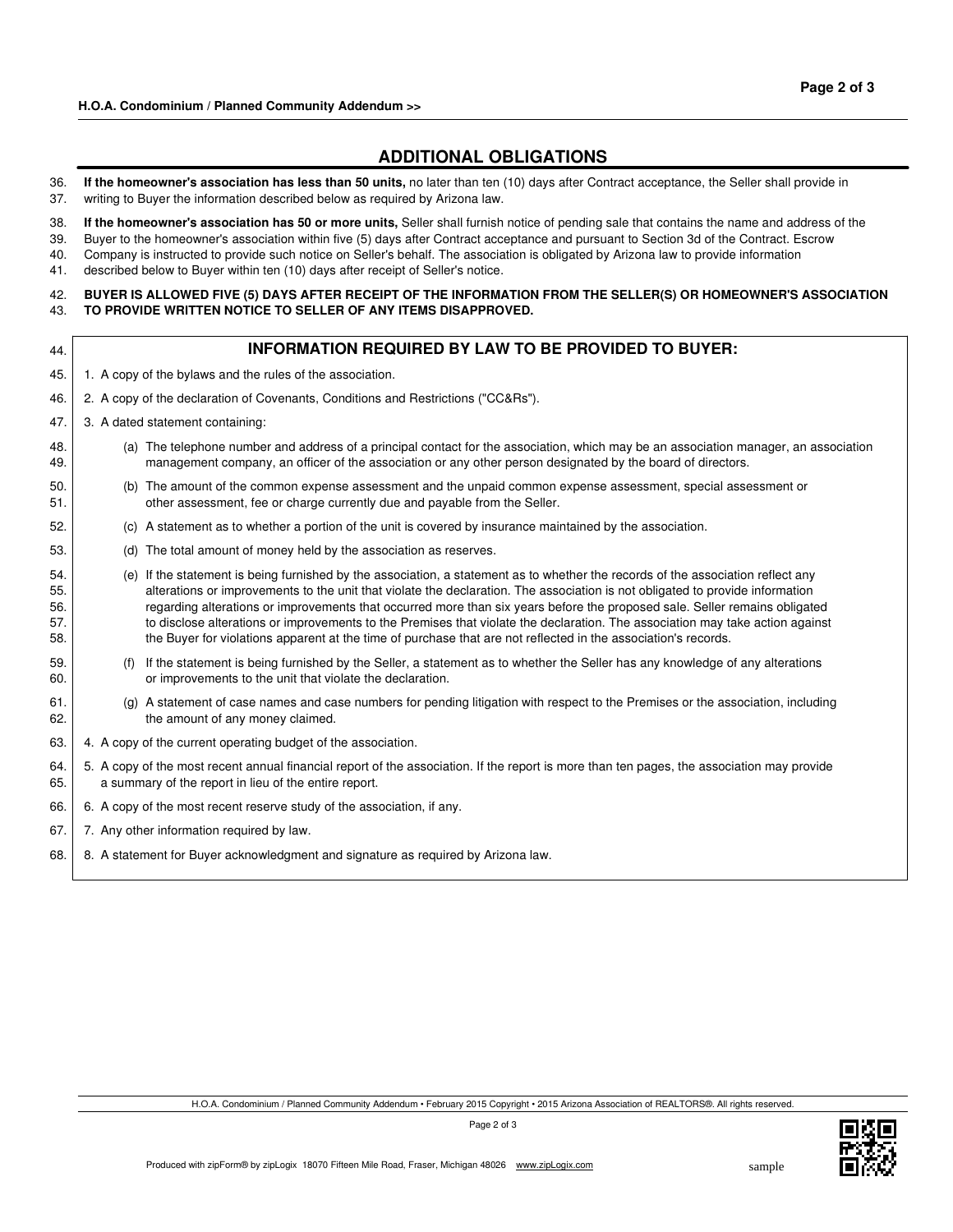## ADDITIONAL OBLIGATIONS

36. **If the homeowner's association has less than 50 units,** no later than ten (10) days after Contract acceptance, the Seller shall provide in
37. writing to Buyer the information described below as required by Arizona law.

38. **If the homeowner's association has 50 or more units,** Seller shall furnish notice of pending sale that contains the name and address of the
39. Buyer to the homeowner's association within five (5) days after Contract acceptance and pursuant to Section 3d of the Contract. Escrow
40. Company is instructed to provide such notice on Seller's behalf. The association is obligated by Arizona law to provide information
41. described below to Buyer within ten (10) days after receipt of Seller's notice.

42. **BUYER IS ALLOWED FIVE (5) DAYS AFTER RECEIPT OF THE INFORMATION FROM THE SELLER(S) OR HOMEOWNER'S ASSOCIATION**
43. **TO PROVIDE WRITTEN NOTICE TO SELLER OF ANY ITEMS DISAPPROVED.**

44. ### INFORMATION REQUIRED BY LAW TO BE PROVIDED TO BUYER:

45. 1. A copy of the bylaws and the rules of the association.
46. 2. A copy of the declaration of Covenants, Conditions and Restrictions ("CC&Rs").
47. 3. A dated statement containing:
48. (a) The telephone number and address of a principal contact for the association, which may be an association manager, an association
49. management company, an officer of the association or any other person designated by the board of directors.
50. (b) The amount of the common expense assessment and the unpaid common expense assessment, special assessment or
51. other assessment, fee or charge currently due and payable from the Seller.
52. (c) A statement as to whether a portion of the unit is covered by insurance maintained by the association.
53. (d) The total amount of money held by the association as reserves.
54. (e) If the statement is being furnished by the association, a statement as to whether the records of the association reflect any
55. alterations or improvements to the unit that violate the declaration. The association is not obligated to provide information
56. regarding alterations or improvements that occurred more than six years before the proposed sale. Seller remains obligated
57. to disclose alterations or improvements to the Premises that violate the declaration. The association may take action against
58. the Buyer for violations apparent at the time of purchase that are not reflected in the association's records.
59. (f) If the statement is being furnished by the Seller, a statement as to whether the Seller has any knowledge of any alterations
60. or improvements to the unit that violate the declaration.
61. (g) A statement of case names and case numbers for pending litigation with respect to the Premises or the association, including
62. the amount of any money claimed.
63. 4. A copy of the current operating budget of the association.
64. 5. A copy of the most recent annual financial report of the association. If the report is more than ten pages, the association may provide
65. a summary of the report in lieu of the entire report.
66. 6. A copy of the most recent reserve study of the association, if any.
67. 7. Any other information required by law.
68. 8. A statement for Buyer acknowledgment and signature as required by Arizona law.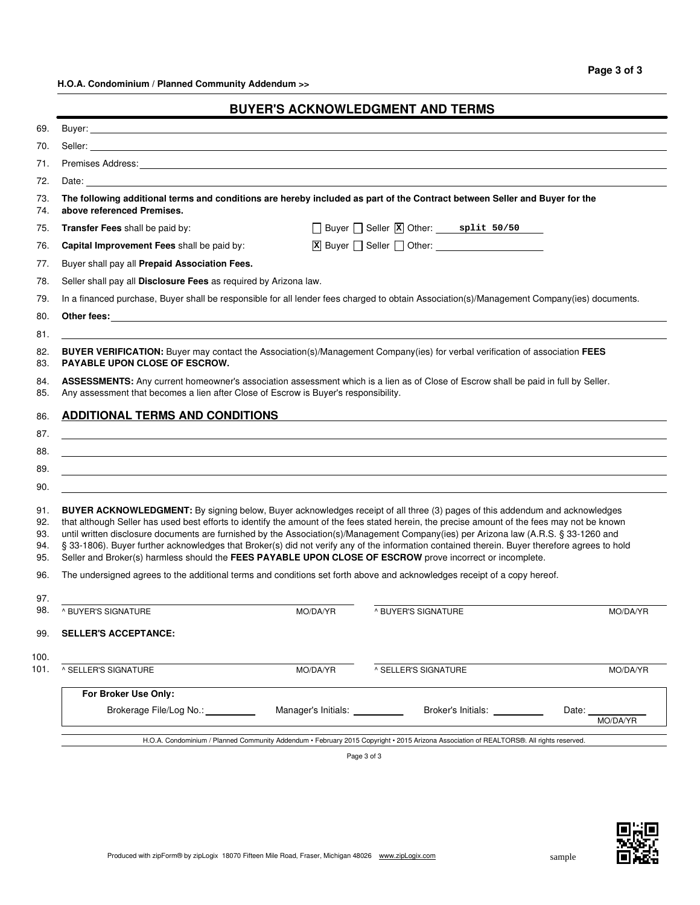H.O.A. Condominium / Planned Community Addendum >>

## BUYER'S ACKNOWLEDGMENT AND TERMS

69. Buyer: ______________________________________________

70. Seller: ______________________________________________

71. Premises Address: ______________________________________________

72. Date: ______________________________________________

73. **The following additional terms and conditions are hereby included as part of the Contract between Seller and Buyer for the**
74. **above referenced Premises.**

75. **Transfer Fees** shall be paid by: ☐ Buyer ☐ Seller ☒ Other: split 50/50

76. **Capital Improvement Fees** shall be paid by: ☒ Buyer ☐ Seller ☐ Other: ____________

77. Buyer shall pay all **Prepaid Association Fees.**

78. Seller shall pay all **Disclosure Fees** as required by Arizona law.

79. In a financed purchase, Buyer shall be responsible for all lender fees charged to obtain Association(s)/Management Company(ies) documents.

80. **Other fees:** ______________________________________________

81. ______________________________________________

82. **BUYER VERIFICATION:** Buyer may contact the Association(s)/Management Company(ies) for verbal verification of association **FEES**
83. **PAYABLE UPON CLOSE OF ESCROW.**

84. **ASSESSMENTS:** Any current homeowner's association assessment which is a lien as of Close of Escrow shall be paid in full by Seller.
85. Any assessment that becomes a lien after Close of Escrow is Buyer's responsibility.

86. **ADDITIONAL TERMS AND CONDITIONS**

87. ______________________________________________

88. ______________________________________________

89. ______________________________________________

90. ______________________________________________

91. **BUYER ACKNOWLEDGMENT:** By signing below, Buyer acknowledges receipt of all three (3) pages of this addendum and acknowledges
92. that although Seller has used best efforts to identify the amount of the fees stated herein, the precise amount of the fees may not be known
93. until written disclosure documents are furnished by the Association(s)/Management Company(ies) per Arizona law (A.R.S. § 33-1260 and
94. § 33-1806). Buyer further acknowledges that Broker(s) did not verify any of the information contained therein. Buyer therefore agrees to hold
95. Seller and Broker(s) harmless should the **FEES PAYABLE UPON CLOSE OF ESCROW** prove incorrect or incomplete.

96. The undersigned agrees to the additional terms and conditions set forth above and acknowledges receipt of a copy hereof.

97. ______________________________ ______________________________
98. ^ BUYER'S SIGNATURE MO/DA/YR ^ BUYER'S SIGNATURE MO/DA/YR

99. **SELLER'S ACCEPTANCE:**

100. ______________________________ ______________________________
101. ^ SELLER'S SIGNATURE MO/DA/YR ^ SELLER'S SIGNATURE MO/DA/YR

**For Broker Use Only:**

Brokerage File/Log No.: ________ Manager's Initials: ________ Broker's Initials: ________ Date: ________ MO/DA/YR

H.O.A. Condominium / Planned Community Addendum • February 2015 Copyright • 2015 Arizona Association of REALTORS®. All rights reserved.

Produced with zipForm® by zipLogix 18070 Fifteen Mile Road, Fraser, Michigan 48026 www.zipLogix.com sample